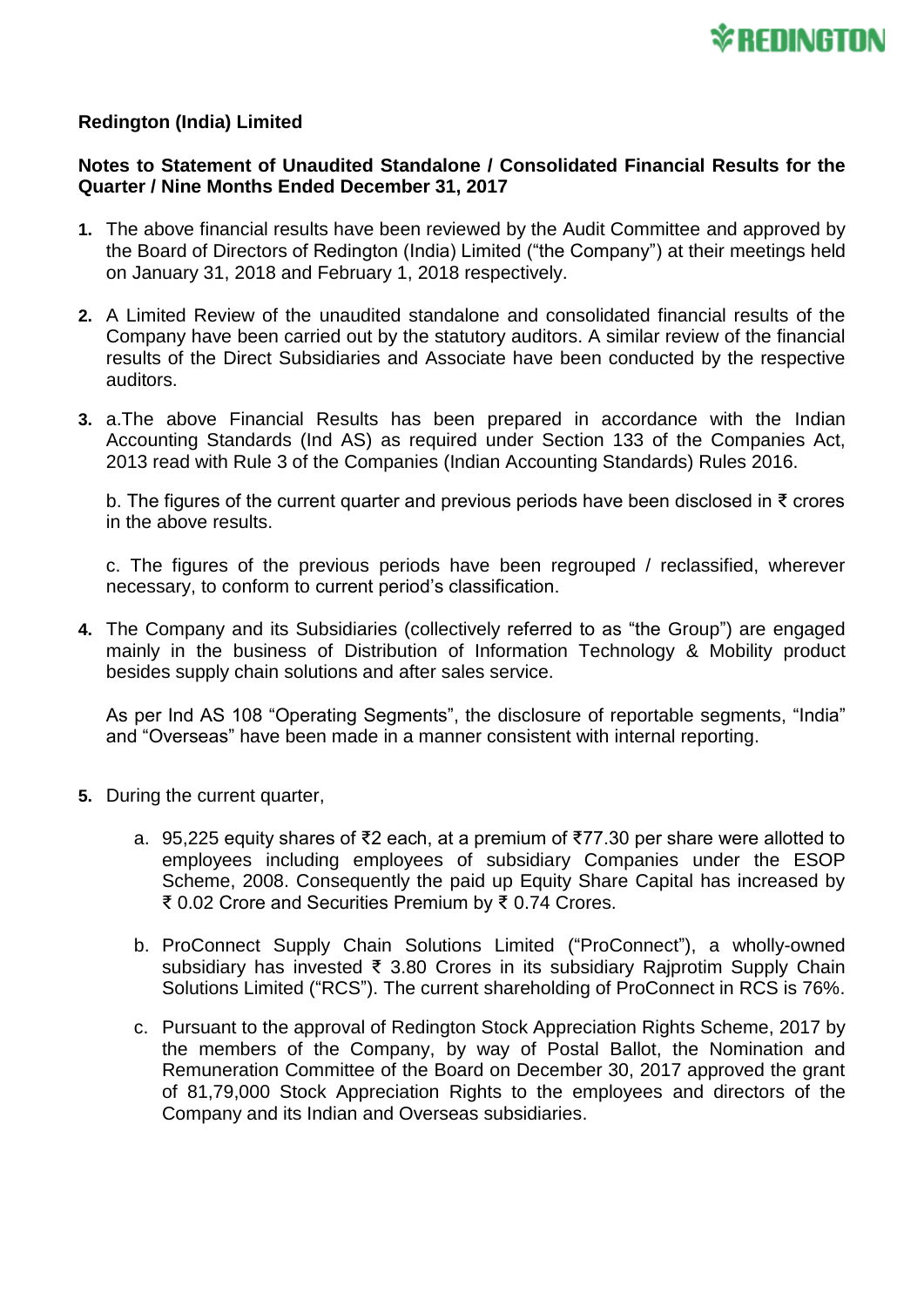**Redington (India) Limited**

**Notes to Statement of Unaudited Standalone / Consolidated Financial Results for the Quarter / Nine Months Ended December 31, 2017**

1. The above financial results have been reviewed by the Audit Committee and approved by the Board of Directors of Redington (India) Limited ("the Company") at their meetings held on January 31, 2018 and February 1, 2018 respectively.

2. A Limited Review of the unaudited standalone and consolidated financial results of the Company have been carried out by the statutory auditors. A similar review of the financial results of the Direct Subsidiaries and Associate have been conducted by the respective auditors.

3. a.The above Financial Results has been prepared in accordance with the Indian Accounting Standards (Ind AS) as required under Section 133 of the Companies Act, 2013 read with Rule 3 of the Companies (Indian Accounting Standards) Rules 2016.

   b. The figures of the current quarter and previous periods have been disclosed in ₹ crores in the above results.

   c. The figures of the previous periods have been regrouped / reclassified, wherever necessary, to conform to current period's classification.

4. The Company and its Subsidiaries (collectively referred to as "the Group") are engaged mainly in the business of Distribution of Information Technology & Mobility product besides supply chain solutions and after sales service.

   As per Ind AS 108 "Operating Segments", the disclosure of reportable segments, "India" and "Overseas" have been made in a manner consistent with internal reporting.

5. During the current quarter,

   a. 95,225 equity shares of ₹2 each, at a premium of ₹77.30 per share were allotted to employees including employees of subsidiary Companies under the ESOP Scheme, 2008. Consequently the paid up Equity Share Capital has increased by ₹ 0.02 Crore and Securities Premium by ₹ 0.74 Crores.

   b. ProConnect Supply Chain Solutions Limited ("ProConnect"), a wholly-owned subsidiary has invested ₹ 3.80 Crores in its subsidiary Rajprotim Supply Chain Solutions Limited ("RCS"). The current shareholding of ProConnect in RCS is 76%.

   c. Pursuant to the approval of Redington Stock Appreciation Rights Scheme, 2017 by the members of the Company, by way of Postal Ballot, the Nomination and Remuneration Committee of the Board on December 30, 2017 approved the grant of 81,79,000 Stock Appreciation Rights to the employees and directors of the Company and its Indian and Overseas subsidiaries.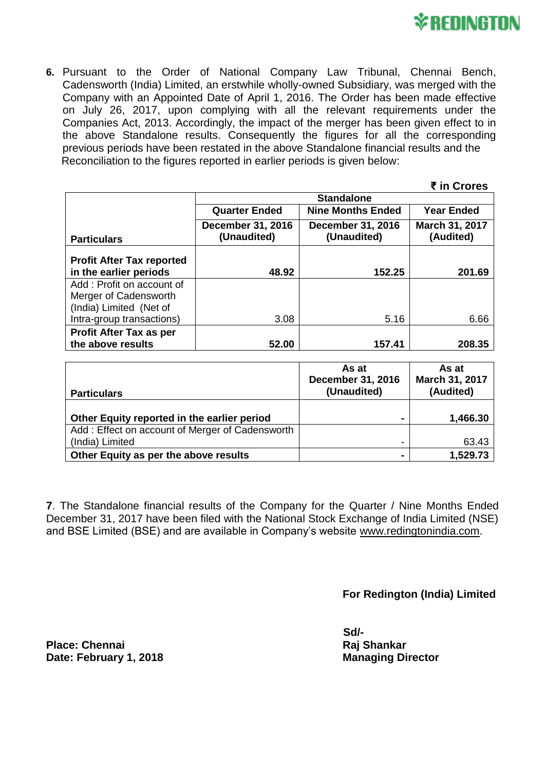6. Pursuant to the Order of National Company Law Tribunal, Chennai Bench, Cadensworth (India) Limited, an erstwhile wholly-owned Subsidiary, was merged with the Company with an Appointed Date of April 1, 2016. The Order has been made effective on July 26, 2017, upon complying with all the relevant requirements under the Companies Act, 2013. Accordingly, the impact of the merger has been given effect to in the above Standalone results. Consequently the figures for all the corresponding previous periods have been restated in the above Standalone financial results and the Reconciliation to the figures reported in earlier periods is given below:

**₹ in Crores**

| | **Standalone** | | |
|---|---|---|---|
| | **Quarter Ended** | **Nine Months Ended** | **Year Ended** |
| **Particulars** | **December 31, 2016 (Unaudited)** | **December 31, 2016 (Unaudited)** | **March 31, 2017 (Audited)** |
| **Profit After Tax reported in the earlier periods** | **48.92** | **152.25** | **201.69** |
| Add : Profit on account of Merger of Cadensworth (India) Limited (Net of Intra-group transactions) | 3.08 | 5.16 | 6.66 |
| **Profit After Tax as per the above results** | **52.00** | **157.41** | **208.35** |

| **Particulars** | **As at December 31, 2016 (Unaudited)** | **As at March 31, 2017 (Audited)** |
|---|---|---|
| **Other Equity reported in the earlier period** | **-** | **1,466.30** |
| Add : Effect on account of Merger of Cadensworth (India) Limited | - | 63.43 |
| **Other Equity as per the above results** | **-** | **1,529.73** |

**7**. The Standalone financial results of the Company for the Quarter / Nine Months Ended December 31, 2017 have been filed with the National Stock Exchange of India Limited (NSE) and BSE Limited (BSE) and are available in Company's website www.redingtonindia.com.

**For Redington (India) Limited**

**Sd/-**
**Raj Shankar**
**Managing Director**

**Place: Chennai**
**Date: February 1, 2018**